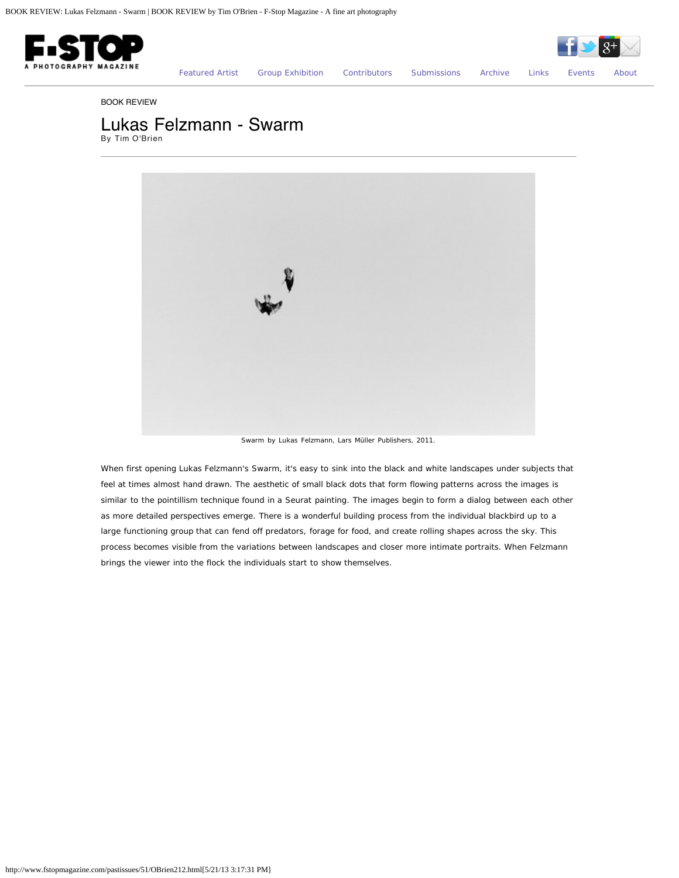BOOK REVIEW

# Lukas Felzmann - Swarm

By Tim O'Brien

Swarm by Lukas Felzmann, Lars Müller Publishers, 2011.

When first opening Lukas Felzmann's Swarm, it's easy to sink into the black and white landscapes under subjects that feel at times almost hand drawn. The aesthetic of small black dots that form flowing patterns across the images is similar to the pointillism technique found in a Seurat painting. The images begin to form a dialog between each other as more detailed perspectives emerge. There is a wonderful building process from the individual blackbird up to a large functioning group that can fend off predators, forage for food, and create rolling shapes across the sky. This process becomes visible from the variations between landscapes and closer more intimate portraits. When Felzmann brings the viewer into the flock the individuals start to show themselves.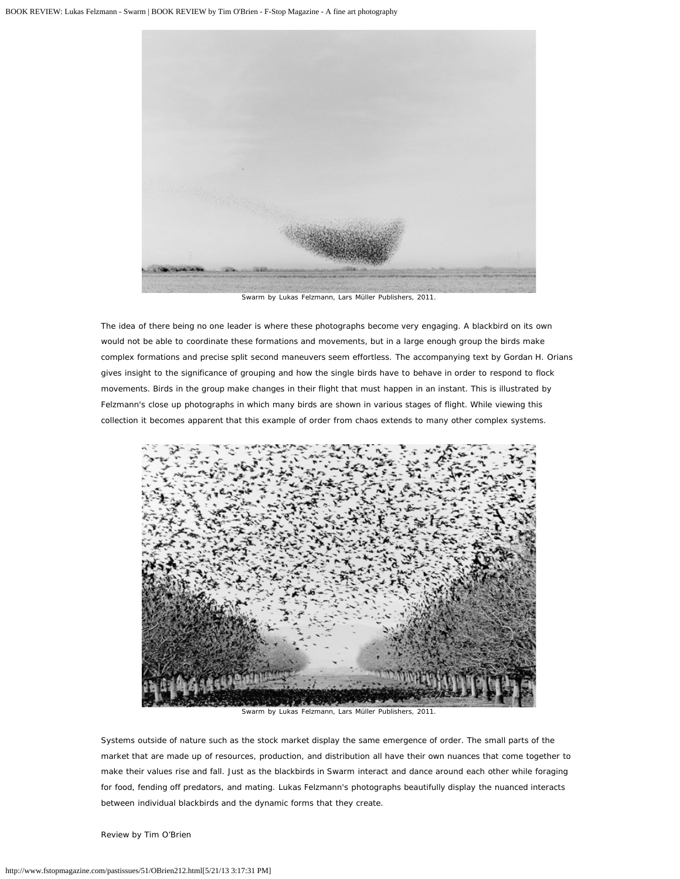Swarm by Lukas Felzmann, Lars Müller Publishers, 2011.

The idea of there being no one leader is where these photographs become very engaging. A blackbird on its own would not be able to coordinate these formations and movements, but in a large enough group the birds make complex formations and precise split second maneuvers seem effortless. The accompanying text by Gordan H. Orians gives insight to the significance of grouping and how the single birds have to behave in order to respond to flock movements. Birds in the group make changes in their flight that must happen in an instant. This is illustrated by Felzmann's close up photographs in which many birds are shown in various stages of flight. While viewing this collection it becomes apparent that this example of order from chaos extends to many other complex systems.

Swarm by Lukas Felzmann, Lars Müller Publishers, 2011.

Systems outside of nature such as the stock market display the same emergence of order. The small parts of the market that are made up of resources, production, and distribution all have their own nuances that come together to make their values rise and fall. Just as the blackbirds in Swarm interact and dance around each other while foraging for food, fending off predators, and mating. Lukas Felzmann's photographs beautifully display the nuanced interacts between individual blackbirds and the dynamic forms that they create.

Review by Tim O'Brien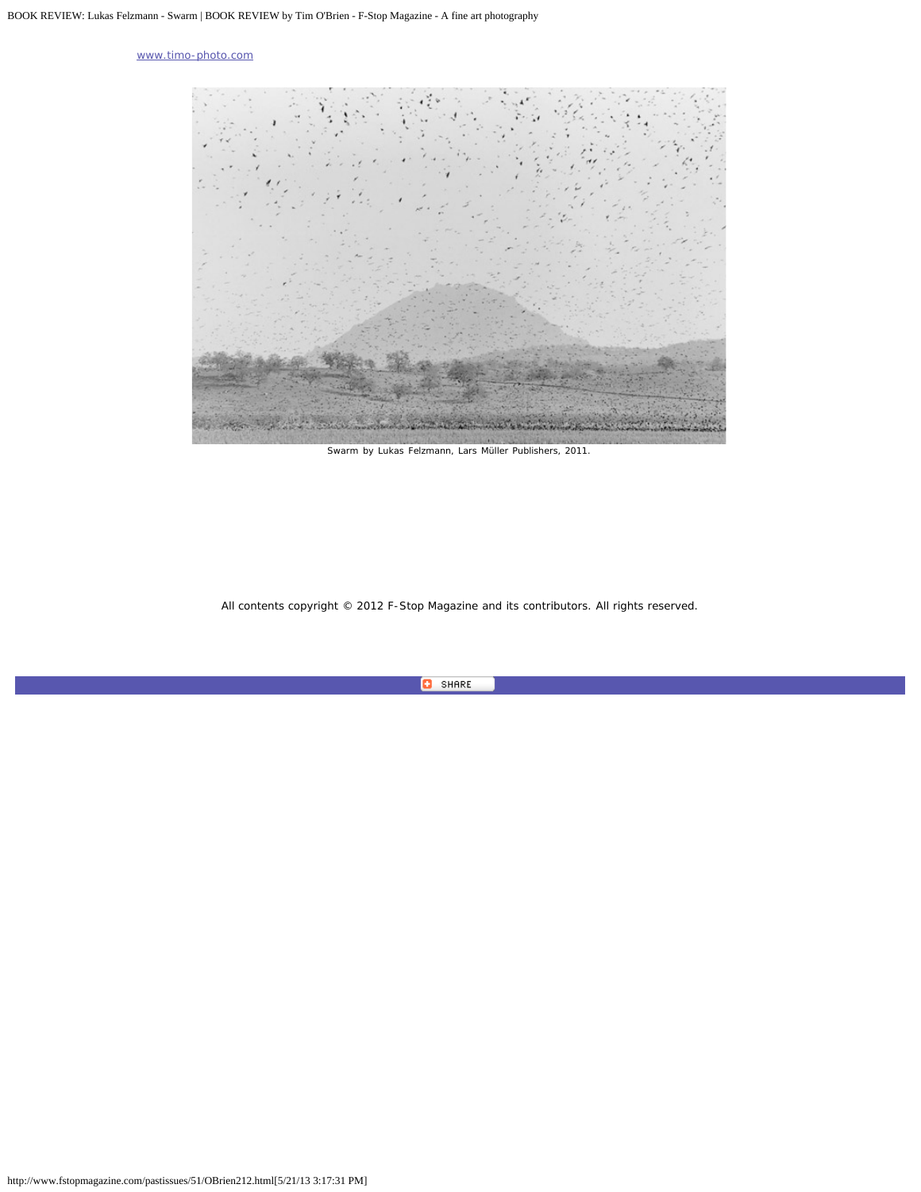www.timo-photo.com

Swarm by Lukas Felzmann, Lars Müller Publishers, 2011.

All contents copyright © 2012 F-Stop Magazine and its contributors. All rights reserved.